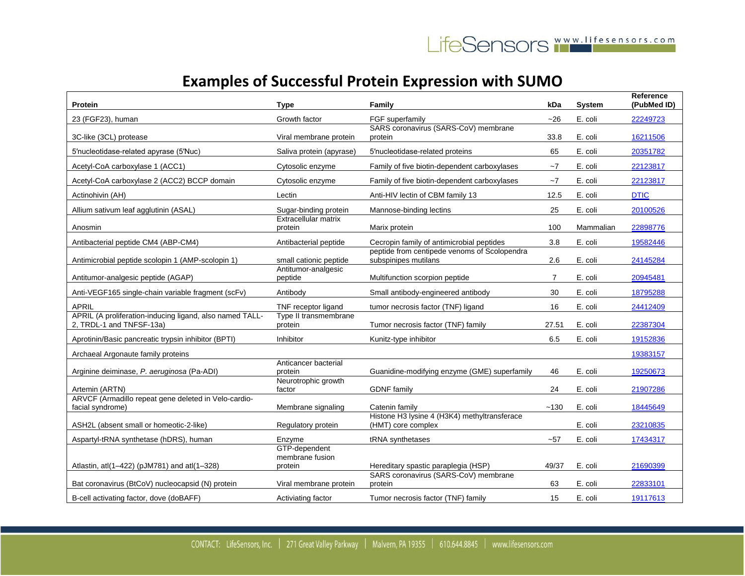# Examples of Successful Protein Expression with SUMO

| Protein | Type | Family | kDa | System | Reference (PubMed ID) |
|---|---|---|---|---|---|
| 23 (FGF23), human | Growth factor | FGF superfamily | ~26 | E. coli | 22249723 |
| 3C-like (3CL) protease | Viral membrane protein | SARS coronavirus (SARS-CoV) membrane protein | 33.8 | E. coli | 16211506 |
| 5′nucleotidase-related apyrase (5′Nuc) | Saliva protein (apyrase) | 5′nucleotidase-related proteins | 65 | E. coli | 20351782 |
| Acetyl-CoA carboxylase 1 (ACC1) | Cytosolic enzyme | Family of five biotin-dependent carboxylases | ~7 | E. coli | 22123817 |
| Acetyl-CoA carboxylase 2 (ACC2) BCCP domain | Cytosolic enzyme | Family of five biotin-dependent carboxylases | ~7 | E. coli | 22123817 |
| Actinohivin (AH) | Lectin | Anti-HIV lectin of CBM family 13 | 12.5 | E. coli | DTIC |
| Allium sativum leaf agglutinin (ASAL) | Sugar-binding protein | Mannose-binding lectins | 25 | E. coli | 20100526 |
| Anosmin | Extracellular matrix protein | Marix protein | 100 | Mammalian | 22898776 |
| Antibacterial peptide CM4 (ABP-CM4) | Antibacterial peptide | Cecropin family of antimicrobial peptides | 3.8 | E. coli | 19582446 |
| Antimicrobial peptide scolopin 1 (AMP-scolopin 1) | small cationic peptide | peptide from centipede venoms of Scolopendra subspinipes mutilans | 2.6 | E. coli | 24145284 |
| Antitumor-analgesic peptide (AGAP) | Antitumor-analgesic peptide | Multifunction scorpion peptide | 7 | E. coli | 20945481 |
| Anti-VEGF165 single-chain variable fragment (scFv) | Antibody | Small antibody-engineered antibody | 30 | E. coli | 18795288 |
| APRIL | TNF receptor ligand | tumor necrosis factor (TNF) ligand | 16 | E. coli | 24412409 |
| APRIL (A proliferation-inducing ligand, also named TALL-2, TRDL-1 and TNFSF-13a) | Type II transmembrane protein | Tumor necrosis factor (TNF) family | 27.51 | E. coli | 22387304 |
| Aprotinin/Basic pancreatic trypsin inhibitor (BPTI) | Inhibitor | Kunitz-type inhibitor | 6.5 | E. coli | 19152836 |
| Archaeal Argonaute family proteins | | | | | 19383157 |
| Arginine deiminase, *P. aeruginosa* (Pa-ADI) | Anticancer bacterial protein | Guanidine-modifying enzyme (GME) superfamily | 46 | E. coli | 19250673 |
| Artemin (ARTN) | Neurotrophic growth factor | GDNF family | 24 | E. coli | 21907286 |
| ARVCF (Armadillo repeat gene deleted in Velo-cardio-facial syndrome) | Membrane signaling | Catenin family | ~130 | E. coli | 18445649 |
| ASH2L (absent small or homeotic-2-like) | Regulatory protein | Histone H3 lysine 4 (H3K4) methyltransferace (HMT) core complex | | E. coli | 23210835 |
| Aspartyl-tRNA synthetase (hDRS), human | Enzyme | tRNA synthetases | ~57 | E. coli | 17434317 |
| Atlastin, atl(1–422) (pJM781) and atl(1–328) | GTP-dependent membrane fusion protein | Hereditary spastic paraplegia (HSP) | 49/37 | E. coli | 21690399 |
| Bat coronavirus (BtCoV) nucleocapsid (N) protein | Viral membrane protein | SARS coronavirus (SARS-CoV) membrane protein | 63 | E. coli | 22833101 |
| B-cell activating factor, dove (doBAFF) | Activiating factor | Tumor necrosis factor (TNF) family | 15 | E. coli | 19117613 |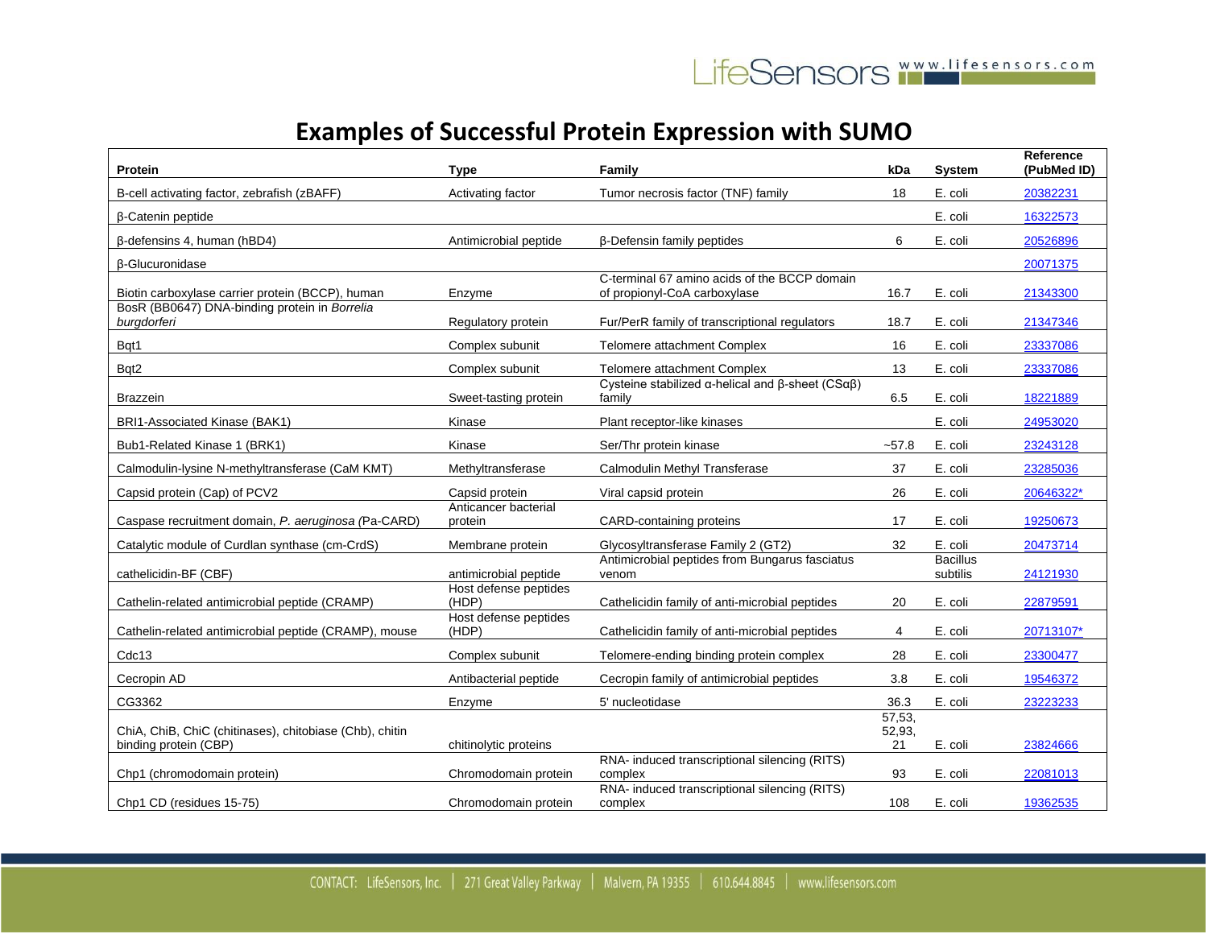# Examples of Successful Protein Expression with SUMO

| Protein | Type | Family | kDa | System | Reference (PubMed ID) |
|---|---|---|---|---|---|
| B-cell activating factor, zebrafish (zBAFF) | Activating factor | Tumor necrosis factor (TNF) family | 18 | E. coli | 20382231 |
| β-Catenin peptide | | | | E. coli | 16322573 |
| β-defensins 4, human (hBD4) | Antimicrobial peptide | β-Defensin family peptides | 6 | E. coli | 20526896 |
| β-Glucuronidase | | | | | 20071375 |
| Biotin carboxylase carrier protein (BCCP), human | Enzyme | C-terminal 67 amino acids of the BCCP domain of propionyl-CoA carboxylase | 16.7 | E. coli | 21343300 |
| BosR (BB0647) DNA-binding protein in *Borrelia burgdorferi* | Regulatory protein | Fur/PerR family of transcriptional regulators | 18.7 | E. coli | 21347346 |
| Bqt1 | Complex subunit | Telomere attachment Complex | 16 | E. coli | 23337086 |
| Bqt2 | Complex subunit | Telomere attachment Complex | 13 | E. coli | 23337086 |
| Brazzein | Sweet-tasting protein | Cysteine stabilized α-helical and β-sheet (CSαβ) family | 6.5 | E. coli | 18221889 |
| BRI1-Associated Kinase (BAK1) | Kinase | Plant receptor-like kinases | | E. coli | 24953020 |
| Bub1-Related Kinase 1 (BRK1) | Kinase | Ser/Thr protein kinase | ~57.8 | E. coli | 23243128 |
| Calmodulin-lysine N-methyltransferase (CaM KMT) | Methyltransferase | Calmodulin Methyl Transferase | 37 | E. coli | 23285036 |
| Capsid protein (Cap) of PCV2 | Capsid protein | Viral capsid protein | 26 | E. coli | 20646322* |
| Caspase recruitment domain, *P. aeruginosa (*Pa-CARD) | Anticancer bacterial protein | CARD-containing proteins | 17 | E. coli | 19250673 |
| Catalytic module of Curdlan synthase (cm-CrdS) | Membrane protein | Glycosyltransferase Family 2 (GT2) | 32 | E. coli | 20473714 |
| cathelicidin-BF (CBF) | antimicrobial peptide | Antimicrobial peptides from Bungarus fasciatus venom | | Bacillus subtilis | 24121930 |
| Cathelin-related antimicrobial peptide (CRAMP) | Host defense peptides (HDP) | Cathelicidin family of anti-microbial peptides | 20 | E. coli | 22879591 |
| Cathelin-related antimicrobial peptide (CRAMP), mouse | Host defense peptides (HDP) | Cathelicidin family of anti-microbial peptides | 4 | E. coli | 20713107* |
| Cdc13 | Complex subunit | Telomere-ending binding protein complex | 28 | E. coli | 23300477 |
| Cecropin AD | Antibacterial peptide | Cecropin family of antimicrobial peptides | 3.8 | E. coli | 19546372 |
| CG3362 | Enzyme | 5' nucleotidase | 36.3 | E. coli | 23223233 |
| ChiA, ChiB, ChiC (chitinases), chitobiase (Chb), chitin binding protein (CBP) | chitinolytic proteins | | 57,53, 52,93, 21 | E. coli | 23824666 |
| Chp1 (chromodomain protein) | Chromodomain protein | RNA- induced transcriptional silencing (RITS) complex | 93 | E. coli | 22081013 |
| Chp1 CD (residues 15-75) | Chromodomain protein | RNA- induced transcriptional silencing (RITS) complex | 108 | E. coli | 19362535 |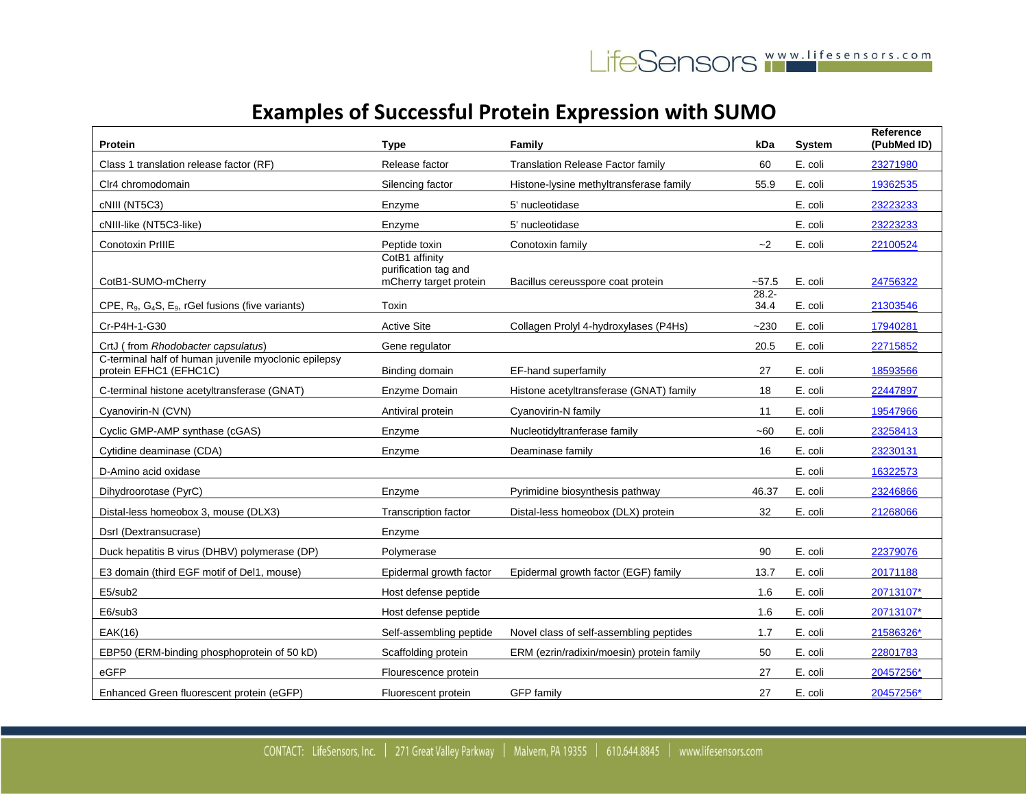## Examples of Successful Protein Expression with SUMO

| Protein | Type | Family | kDa | System | Reference (PubMed ID) |
|---|---|---|---|---|---|
| Class 1 translation release factor (RF) | Release factor | Translation Release Factor family | 60 | E. coli | 23271980 |
| Clr4 chromodomain | Silencing factor | Histone-lysine methyltransferase family | 55.9 | E. coli | 19362535 |
| cNIII (NT5C3) | Enzyme | 5' nucleotidase | | E. coli | 23223233 |
| cNIII-like (NT5C3-like) | Enzyme | 5' nucleotidase | | E. coli | 23223233 |
| Conotoxin PrIIIE | Peptide toxin | Conotoxin family | ~2 | E. coli | 22100524 |
| CotB1-SUMO-mCherry | CotB1 affinity purification tag and mCherry target protein | Bacillus cereusspore coat protein | ~57.5 | E. coli | 24756322 |
| CPE, $R_9$, $G_4S$, $E_9$, rGel fusions (five variants) | Toxin | | 28.2-34.4 | E. coli | 21303546 |
| Cr-P4H-1-G30 | Active Site | Collagen Prolyl 4-hydroxylases (P4Hs) | ~230 | E. coli | 17940281 |
| CrtJ ( from *Rhodobacter capsulatus*) | Gene regulator | | 20.5 | E. coli | 22715852 |
| C-terminal half of human juvenile myoclonic epilepsy protein EFHC1 (EFHC1C) | Binding domain | EF-hand superfamily | 27 | E. coli | 18593566 |
| C-terminal histone acetyltransferase (GNAT) | Enzyme Domain | Histone acetyltransferase (GNAT) family | 18 | E. coli | 22447897 |
| Cyanovirin-N (CVN) | Antiviral protein | Cyanovirin-N family | 11 | E. coli | 19547966 |
| Cyclic GMP-AMP synthase (cGAS) | Enzyme | Nucleotidyltranferase family | ~60 | E. coli | 23258413 |
| Cytidine deaminase (CDA) | Enzyme | Deaminase family | 16 | E. coli | 23230131 |
| D-Amino acid oxidase | | | | E. coli | 16322573 |
| Dihydroorotase (PyrC) | Enzyme | Pyrimidine biosynthesis pathway | 46.37 | E. coli | 23246866 |
| Distal-less homeobox 3, mouse (DLX3) | Transcription factor | Distal-less homeobox (DLX) protein | 32 | E. coli | 21268066 |
| DsrI (Dextransucrase) | Enzyme | | | | |
| Duck hepatitis B virus (DHBV) polymerase (DP) | Polymerase | | 90 | E. coli | 22379076 |
| E3 domain (third EGF motif of Del1, mouse) | Epidermal growth factor | Epidermal growth factor (EGF) family | 13.7 | E. coli | 20171188 |
| E5/sub2 | Host defense peptide | | 1.6 | E. coli | 20713107* |
| E6/sub3 | Host defense peptide | | 1.6 | E. coli | 20713107* |
| EAK(16) | Self-assembling peptide | Novel class of self-assembling peptides | 1.7 | E. coli | 21586326* |
| EBP50 (ERM-binding phosphoprotein of 50 kD) | Scaffolding protein | ERM (ezrin/radixin/moesin) protein family | 50 | E. coli | 22801783 |
| eGFP | Flourescence protein | | 27 | E. coli | 20457256* |
| Enhanced Green fluorescent protein (eGFP) | Fluorescent protein | GFP family | 27 | E. coli | 20457256* |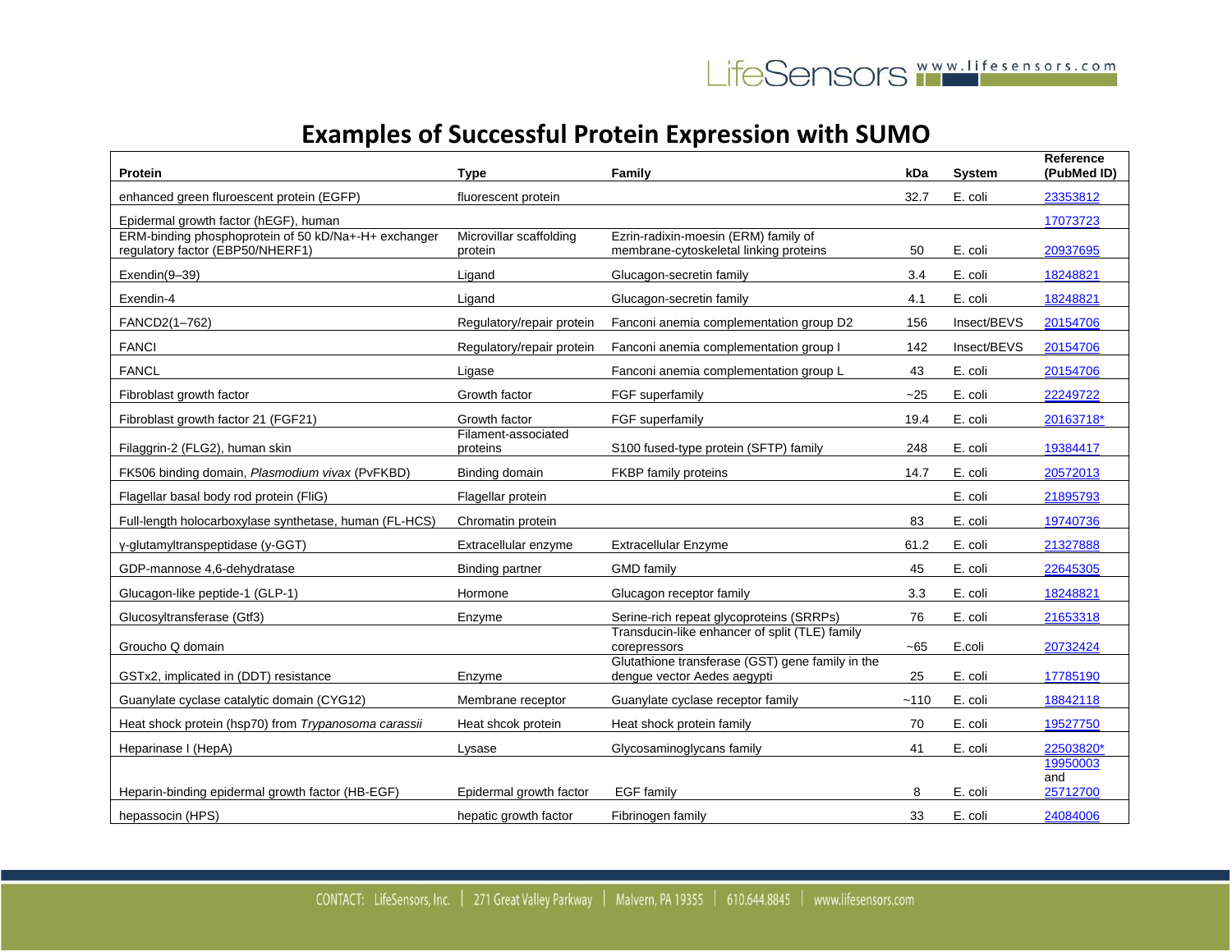# Examples of Successful Protein Expression with SUMO

| Protein | Type | Family | kDa | System | Reference (PubMed ID) |
|---|---|---|---|---|---|
| enhanced green fluroescent protein (EGFP) | fluorescent protein | | 32.7 | E. coli | 23353812 |
| Epidermal growth factor (hEGF), human | | | | | 17073723 |
| ERM-binding phosphoprotein of 50 kD/Na+-H+ exchanger regulatory factor (EBP50/NHERF1) | Microvillar scaffolding protein | Ezrin-radixin-moesin (ERM) family of membrane-cytoskeletal linking proteins | 50 | E. coli | 20937695 |
| Exendin(9–39) | Ligand | Glucagon-secretin family | 3.4 | E. coli | 18248821 |
| Exendin-4 | Ligand | Glucagon-secretin family | 4.1 | E. coli | 18248821 |
| FANCD2(1–762) | Regulatory/repair protein | Fanconi anemia complementation group D2 | 156 | Insect/BEVS | 20154706 |
| FANCI | Regulatory/repair protein | Fanconi anemia complementation group I | 142 | Insect/BEVS | 20154706 |
| FANCL | Ligase | Fanconi anemia complementation group L | 43 | E. coli | 20154706 |
| Fibroblast growth factor | Growth factor | FGF superfamily | ~25 | E. coli | 22249722 |
| Fibroblast growth factor 21 (FGF21) | Growth factor | FGF superfamily | 19.4 | E. coli | 20163718* |
| Filaggrin-2 (FLG2), human skin | Filament-associated proteins | S100 fused-type protein (SFTP) family | 248 | E. coli | 19384417 |
| FK506 binding domain, *Plasmodium vivax* (PvFKBD) | Binding domain | FKBP family proteins | 14.7 | E. coli | 20572013 |
| Flagellar basal body rod protein (FliG) | Flagellar protein | | | E. coli | 21895793 |
| Full-length holocarboxylase synthetase, human (FL-HCS) | Chromatin protein | | 83 | E. coli | 19740736 |
| γ-glutamyltranspeptidase (γ-GGT) | Extracellular enzyme | Extracellular Enzyme | 61.2 | E. coli | 21327888 |
| GDP-mannose 4,6-dehydratase | Binding partner | GMD family | 45 | E. coli | 22645305 |
| Glucagon-like peptide-1 (GLP-1) | Hormone | Glucagon receptor family | 3.3 | E. coli | 18248821 |
| Glucosyltransferase (Gtf3) | Enzyme | Serine-rich repeat glycoproteins (SRRPs) | 76 | E. coli | 21653318 |
| Groucho Q domain | | Transducin-like enhancer of split (TLE) family corepressors | ~65 | E.coli | 20732424 |
| GSTx2, implicated in (DDT) resistance | Enzyme | Glutathione transferase (GST) gene family in the dengue vector Aedes aegypti | 25 | E. coli | 17785190 |
| Guanylate cyclase catalytic domain (CYG12) | Membrane receptor | Guanylate cyclase receptor family | ~110 | E. coli | 18842118 |
| Heat shock protein (hsp70) from *Trypanosoma carassii* | Heat shcok protein | Heat shock protein family | 70 | E. coli | 19527750 |
| Heparinase I (HepA) | Lysase | Glycosaminoglycans family | 41 | E. coli | 22503820* |
| Heparin-binding epidermal growth factor (HB-EGF) | Epidermal growth factor | EGF family | 8 | E. coli | 19950003 and 25712700 |
| hepassocin (HPS) | hepatic growth factor | Fibrinogen family | 33 | E. coli | 24084006 |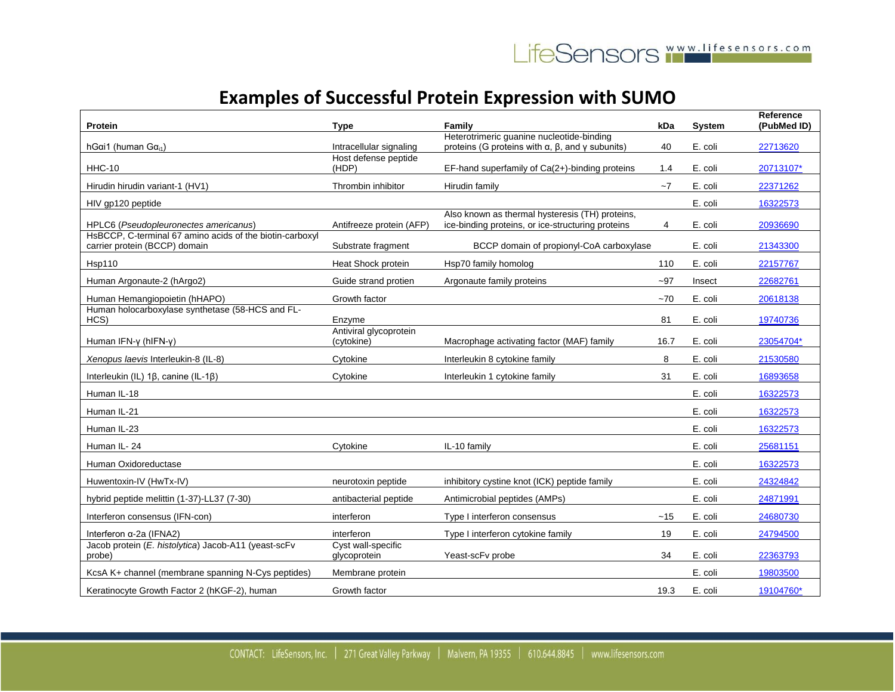# Examples of Successful Protein Expression with SUMO

| Protein | Type | Family | kDa | System | Reference (PubMed ID) |
|---|---|---|---|---|---|
| hG$\alpha$i1 (human G$\alpha_{i1}$) | Intracellular signaling | Heterotrimeric guanine nucleotide-binding proteins (G proteins with α, β, and γ subunits) | 40 | E. coli | 22713620 |
| HHC-10 | Host defense peptide (HDP) | EF-hand superfamily of Ca(2+)-binding proteins | 1.4 | E. coli | 20713107* |
| Hirudin hirudin variant-1 (HV1) | Thrombin inhibitor | Hirudin family | ~7 | E. coli | 22371262 |
| HIV gp120 peptide | | | | E. coli | 16322573 |
| HPLC6 (*Pseudopleuronectes americanus*) | Antifreeze protein (AFP) | Also known as thermal hysteresis (TH) proteins, ice-binding proteins, or ice-structuring proteins | 4 | E. coli | 20936690 |
| HsBCCP, C-terminal 67 amino acids of the biotin-carboxyl carrier protein (BCCP) domain | Substrate fragment | BCCP domain of propionyl-CoA carboxylase | | E. coli | 21343300 |
| Hsp110 | Heat Shock protein | Hsp70 family homolog | 110 | E. coli | 22157767 |
| Human Argonaute-2 (hArgo2) | Guide strand protien | Argonaute family proteins | ~97 | Insect | 22682761 |
| Human Hemangiopoietin (hHAPO) | Growth factor | | ~70 | E. coli | 20618138 |
| Human holocarboxylase synthetase (58-HCS and FL-HCS) | Enzyme | | 81 | E. coli | 19740736 |
| Human IFN-γ (hIFN-γ) | Antiviral glycoprotein (cytokine) | Macrophage activating factor (MAF) family | 16.7 | E. coli | 23054704* |
| *Xenopus laevis* Interleukin-8 (IL-8) | Cytokine | Interleukin 8 cytokine family | 8 | E. coli | 21530580 |
| Interleukin (IL) 1β, canine (IL-1β) | Cytokine | Interleukin 1 cytokine family | 31 | E. coli | 16893658 |
| Human IL-18 | | | | E. coli | 16322573 |
| Human IL-21 | | | | E. coli | 16322573 |
| Human IL-23 | | | | E. coli | 16322573 |
| Human IL- 24 | Cytokine | IL-10 family | | E. coli | 25681151 |
| Human Oxidoreductase | | | | E. coli | 16322573 |
| Huwentoxin-IV (HwTx-IV) | neurotoxin peptide | inhibitory cystine knot (ICK) peptide family | | E. coli | 24324842 |
| hybrid peptide melittin (1-37)-LL37 (7-30) | antibacterial peptide | Antimicrobial peptides (AMPs) | | E. coli | 24871991 |
| Interferon consensus (IFN-con) | interferon | Type I interferon consensus | ~15 | E. coli | 24680730 |
| Interferon α-2a (IFNA2) | interferon | Type I interferon cytokine family | 19 | E. coli | 24794500 |
| Jacob protein (*E. histolytica*) Jacob-A11 (yeast-scFv probe) | Cyst wall-specific glycoprotein | Yeast-scFv probe | 34 | E. coli | 22363793 |
| KcsA K+ channel (membrane spanning N-Cys peptides) | Membrane protein | | | E. coli | 19803500 |
| Keratinocyte Growth Factor 2 (hKGF-2), human | Growth factor | | 19.3 | E. coli | 19104760* |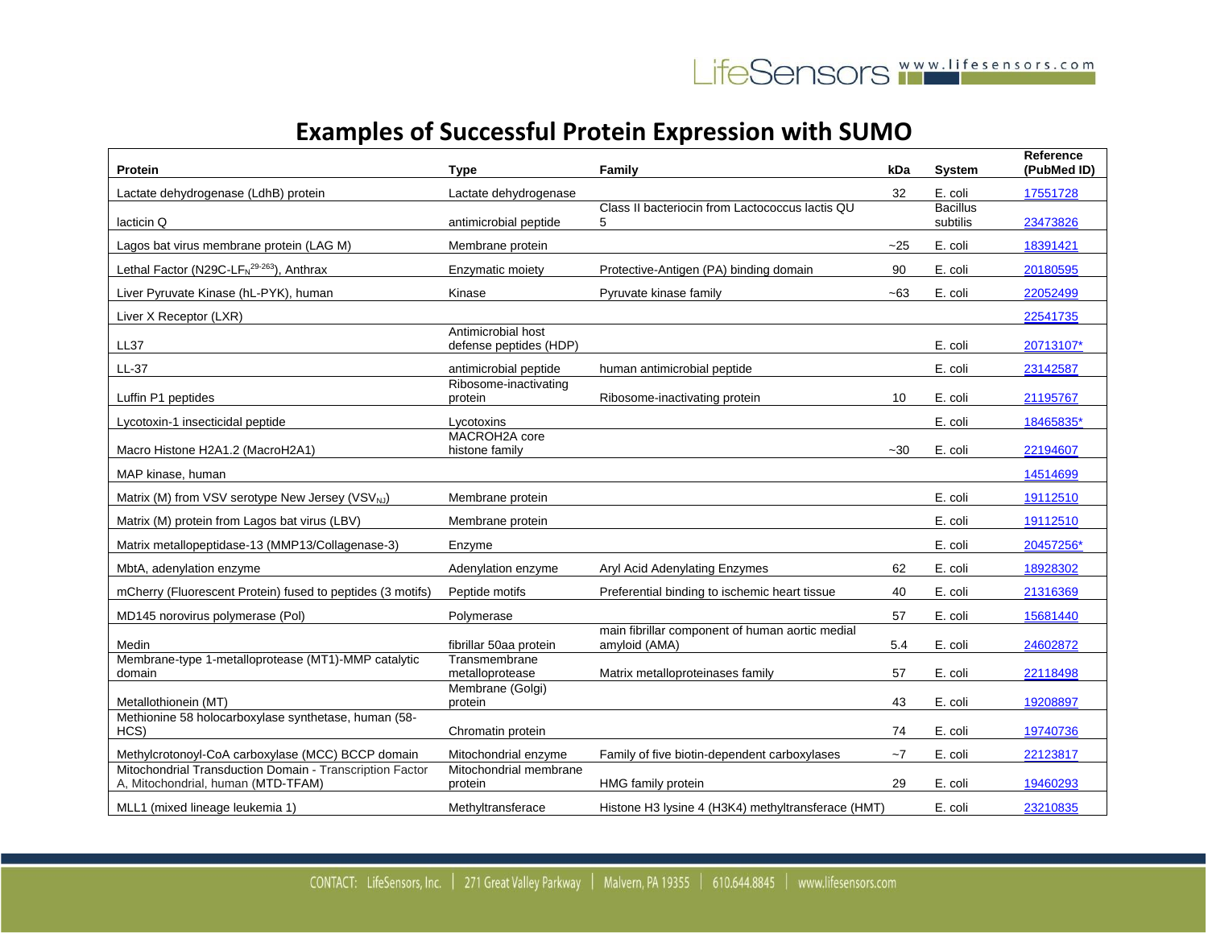# Examples of Successful Protein Expression with SUMO

| Protein | Type | Family | kDa | System | Reference (PubMed ID) |
| --- | --- | --- | --- | --- | --- |
| Lactate dehydrogenase (LdhB) protein | Lactate dehydrogenase | | 32 | E. coli | 17551728 |
| lacticin Q | antimicrobial peptide | Class II bacteriocin from Lactococcus lactis QU 5 | | Bacillus subtilis | 23473826 |
| Lagos bat virus membrane protein (LAG M) | Membrane protein | | ~25 | E. coli | 18391421 |
| Lethal Factor (N29C-$LF_N^{29\text{-}263}$), Anthrax | Enzymatic moiety | Protective-Antigen (PA) binding domain | 90 | E. coli | 20180595 |
| Liver Pyruvate Kinase (hL-PYK), human | Kinase | Pyruvate kinase family | ~63 | E. coli | 22052499 |
| Liver X Receptor (LXR) | | | | | 22541735 |
| LL37 | Antimicrobial host defense peptides (HDP) | | | E. coli | 20713107* |
| LL-37 | antimicrobial peptide | human antimicrobial peptide | | E. coli | 23142587 |
| Luffin P1 peptides | Ribosome-inactivating protein | Ribosome-inactivating protein | 10 | E. coli | 21195767 |
| Lycotoxin-1 insecticidal peptide | Lycotoxins | | | E. coli | 18465835* |
| Macro Histone H2A1.2 (MacroH2A1) | MACROH2A core histone family | | ~30 | E. coli | 22194607 |
| MAP kinase, human | | | | | 14514699 |
| Matrix (M) from VSV serotype New Jersey ($VSV_{NJ}$) | Membrane protein | | | E. coli | 19112510 |
| Matrix (M) protein from Lagos bat virus (LBV) | Membrane protein | | | E. coli | 19112510 |
| Matrix metallopeptidase-13 (MMP13/Collagenase-3) | Enzyme | | | E. coli | 20457256* |
| MbtA, adenylation enzyme | Adenylation enzyme | Aryl Acid Adenylating Enzymes | 62 | E. coli | 18928302 |
| mCherry (Fluorescent Protein) fused to peptides (3 motifs) | Peptide motifs | Preferential binding to ischemic heart tissue | 40 | E. coli | 21316369 |
| MD145 norovirus polymerase (Pol) | Polymerase | | 57 | E. coli | 15681440 |
| Medin | fibrillar 50aa protein | main fibrillar component of human aortic medial amyloid (AMA) | 5.4 | E. coli | 24602872 |
| Membrane-type 1-metalloprotease (MT1)-MMP catalytic domain | Transmembrane metalloprotease | Matrix metalloproteinases family | 57 | E. coli | 22118498 |
| Metallothionein (MT) | Membrane (Golgi) protein | | 43 | E. coli | 19208897 |
| Methionine 58 holocarboxylase synthetase, human (58-HCS) | Chromatin protein | | 74 | E. coli | 19740736 |
| Methylcrotonoyl-CoA carboxylase (MCC) BCCP domain | Mitochondrial enzyme | Family of five biotin-dependent carboxylases | ~7 | E. coli | 22123817 |
| Mitochondrial Transduction Domain - Transcription Factor A, Mitochondrial, human (MTD-TFAM) | Mitochondrial membrane protein | HMG family protein | 29 | E. coli | 19460293 |
| MLL1 (mixed lineage leukemia 1) | Methyltransferace | Histone H3 lysine 4 (H3K4) methyltransferace (HMT) | | E. coli | 23210835 |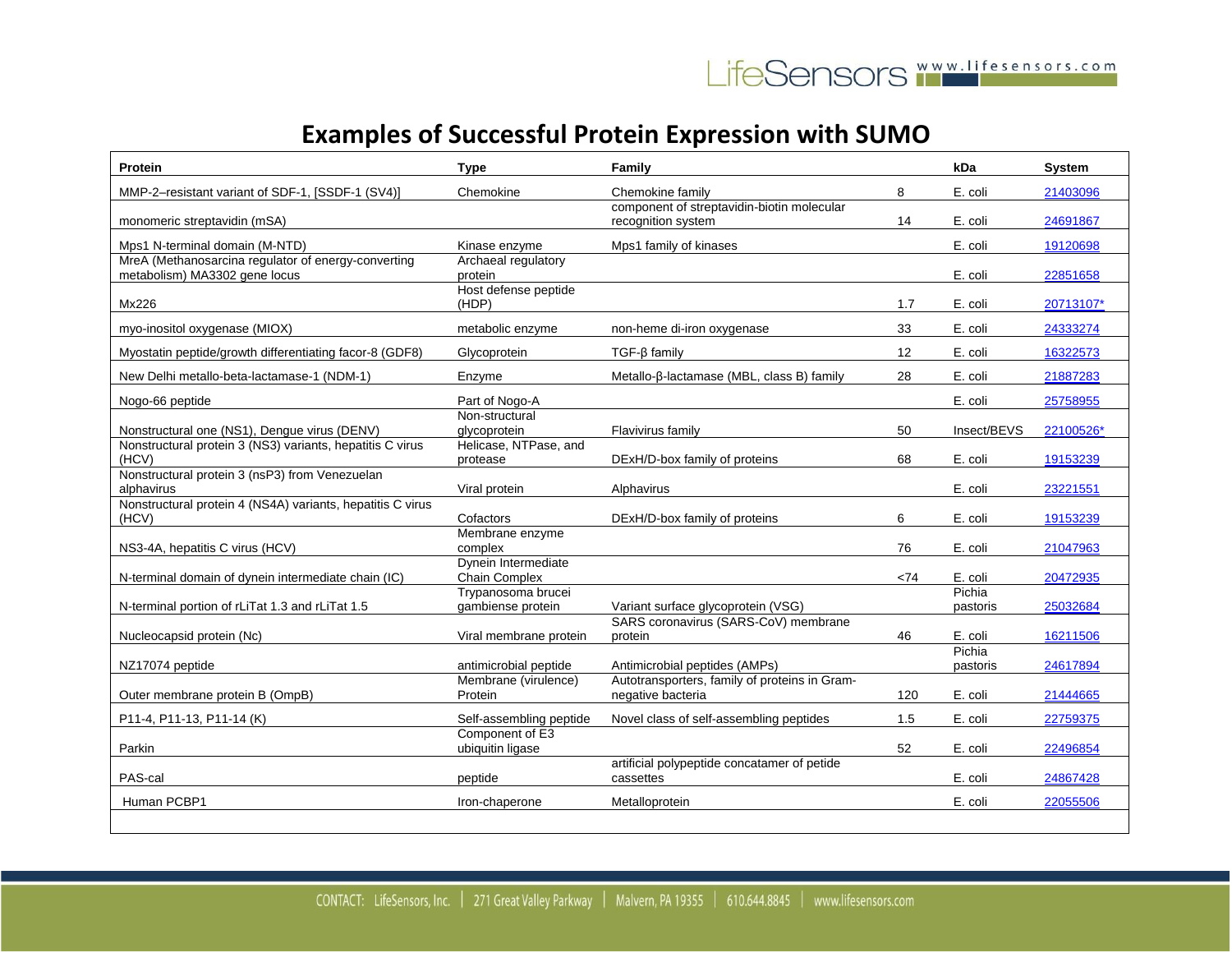# Examples of Successful Protein Expression with SUMO

| Protein | Type | Family | kDa | System | |
|---|---|---|---|---|---|
| MMP-2–resistant variant of SDF-1, [SSDF-1 (SV4)] | Chemokine | Chemokine family | 8 | E. coli | 21403096 |
| monomeric streptavidin (mSA) | | component of streptavidin-biotin molecular recognition system | 14 | E. coli | 24691867 |
| Mps1 N-terminal domain (M-NTD) | Kinase enzyme | Mps1 family of kinases | | E. coli | 19120698 |
| MreA (Methanosarcina regulator of energy-converting metabolism) MA3302 gene locus | Archaeal regulatory protein | | | E. coli | 22851658 |
| Mx226 | Host defense peptide (HDP) | | 1.7 | E. coli | 20713107* |
| myo-inositol oxygenase (MIOX) | metabolic enzyme | non-heme di-iron oxygenase | 33 | E. coli | 24333274 |
| Myostatin peptide/growth differentiating facor-8 (GDF8) | Glycoprotein | TGF-β family | 12 | E. coli | 16322573 |
| New Delhi metallo-beta-lactamase-1 (NDM-1) | Enzyme | Metallo-β-lactamase (MBL, class B) family | 28 | E. coli | 21887283 |
| Nogo-66 peptide | Part of Nogo-A | | | E. coli | 25758955 |
| Nonstructural one (NS1), Dengue virus (DENV) | Non-structural glycoprotein | Flavivirus family | 50 | Insect/BEVS | 22100526* |
| Nonstructural protein 3 (NS3) variants, hepatitis C virus (HCV) | Helicase, NTPase, and protease | DExH/D-box family of proteins | 68 | E. coli | 19153239 |
| Nonstructural protein 3 (nsP3) from Venezuelan alphavirus | Viral protein | Alphavirus | | E. coli | 23221551 |
| Nonstructural protein 4 (NS4A) variants, hepatitis C virus (HCV) | Cofactors | DExH/D-box family of proteins | 6 | E. coli | 19153239 |
| NS3-4A, hepatitis C virus (HCV) | Membrane enzyme complex | | 76 | E. coli | 21047963 |
| N-terminal domain of dynein intermediate chain (IC) | Dynein Intermediate Chain Complex | | <74 | E. coli | 20472935 |
| N-terminal portion of rLiTat 1.3 and rLiTat 1.5 | Trypanosoma brucei gambiense protein | Variant surface glycoprotein (VSG) | | Pichia pastoris | 25032684 |
| Nucleocapsid protein (Nc) | Viral membrane protein | SARS coronavirus (SARS-CoV) membrane protein | 46 | E. coli | 16211506 |
| NZ17074 peptide | antimicrobial peptide | Antimicrobial peptides (AMPs) | | Pichia pastoris | 24617894 |
| Outer membrane protein B (OmpB) | Membrane (virulence) Protein | Autotransporters, family of proteins in Gram-negative bacteria | 120 | E. coli | 21444665 |
| P11-4, P11-13, P11-14 (K) | Self-assembling peptide | Novel class of self-assembling peptides | 1.5 | E. coli | 22759375 |
| Parkin | Component of E3 ubiquitin ligase | | 52 | E. coli | 22496854 |
| PAS-cal | peptide | artificial polypeptide concatamer of petide cassettes | | E. coli | 24867428 |
| Human PCBP1 | Iron-chaperone | Metalloprotein | | E. coli | 22055506 |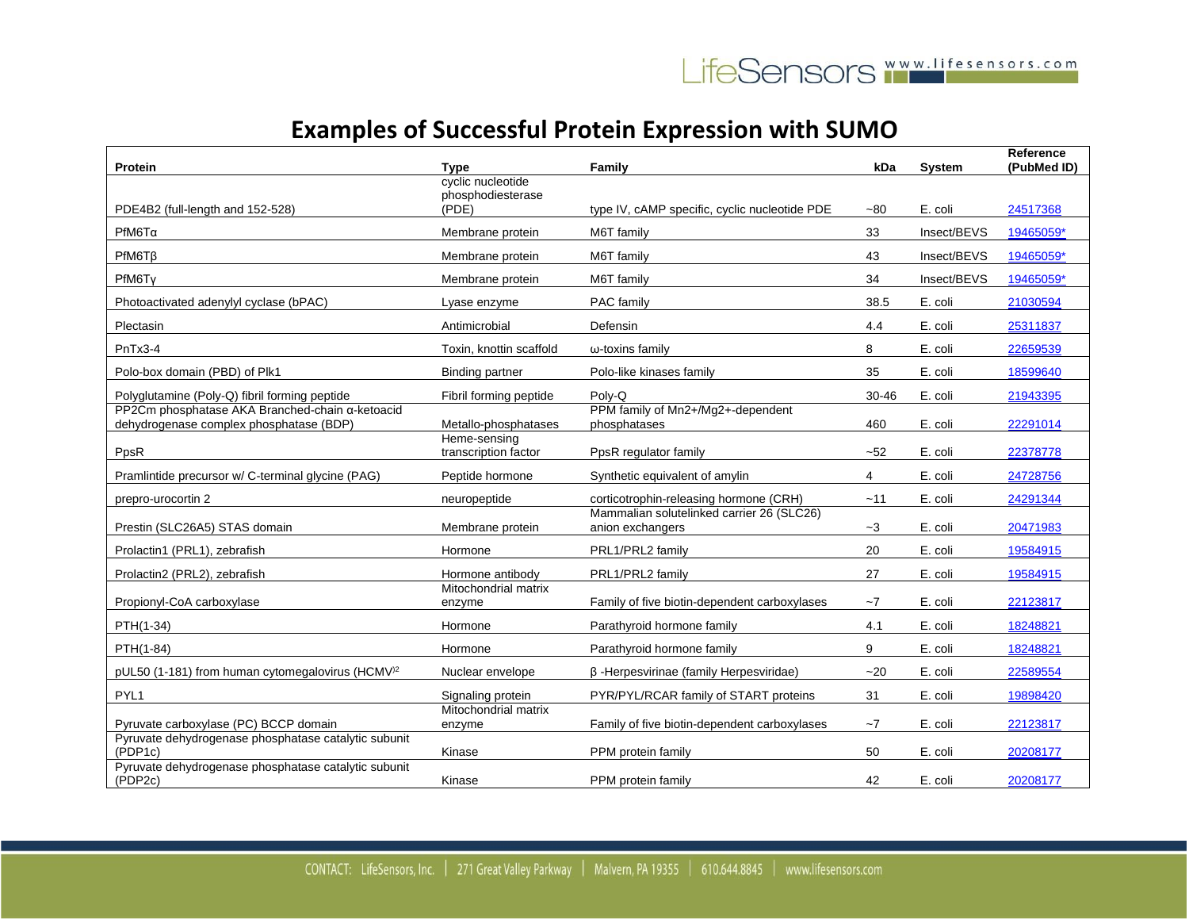# Examples of Successful Protein Expression with SUMO

| Protein | Type | Family | kDa | System | Reference (PubMed ID) |
|---|---|---|---|---|---|
| PDE4B2 (full-length and 152-528) | cyclic nucleotide phosphodiesterase (PDE) | type IV, cAMP specific, cyclic nucleotide PDE | ~80 | E. coli | 24517368 |
| PfM6Tα | Membrane protein | M6T family | 33 | Insect/BEVS | 19465059* |
| PfM6Tβ | Membrane protein | M6T family | 43 | Insect/BEVS | 19465059* |
| PfM6Tγ | Membrane protein | M6T family | 34 | Insect/BEVS | 19465059* |
| Photoactivated adenylyl cyclase (bPAC) | Lyase enzyme | PAC family | 38.5 | E. coli | 21030594 |
| Plectasin | Antimicrobial | Defensin | 4.4 | E. coli | 25311837 |
| PnTx3-4 | Toxin, knottin scaffold | ω-toxins family | 8 | E. coli | 22659539 |
| Polo-box domain (PBD) of Plk1 | Binding partner | Polo-like kinases family | 35 | E. coli | 18599640 |
| Polyglutamine (Poly-Q) fibril forming peptide | Fibril forming peptide | Poly-Q | 30-46 | E. coli | 21943395 |
| PP2Cm phosphatase AKA Branched-chain α-ketoacid dehydrogenase complex phosphatase (BDP) | Metallo-phosphatases | PPM family of Mn2+/Mg2+-dependent phosphatases | 460 | E. coli | 22291014 |
| PpsR | Heme-sensing transcription factor | PpsR regulator family | ~52 | E. coli | 22378778 |
| Pramlintide precursor w/ C-terminal glycine (PAG) | Peptide hormone | Synthetic equivalent of amylin | 4 | E. coli | 24728756 |
| prepro-urocortin 2 | neuropeptide | corticotrophin-releasing hormone (CRH) | ~11 | E. coli | 24291344 |
| Prestin (SLC26A5) STAS domain | Membrane protein | Mammalian solutelinked carrier 26 (SLC26) anion exchangers | ~3 | E. coli | 20471983 |
| Prolactin1 (PRL1), zebrafish | Hormone | PRL1/PRL2 family | 20 | E. coli | 19584915 |
| Prolactin2 (PRL2), zebrafish | Hormone antibody | PRL1/PRL2 family | 27 | E. coli | 19584915 |
| Propionyl-CoA carboxylase | Mitochondrial matrix enzyme | Family of five biotin-dependent carboxylases | ~7 | E. coli | 22123817 |
| PTH(1-34) | Hormone | Parathyroid hormone family | 4.1 | E. coli | 18248821 |
| PTH(1-84) | Hormone | Parathyroid hormone family | 9 | E. coli | 18248821 |
| pUL50 (1-181) from human cytomegalovirus (HCMV)[2] | Nuclear envelope | β -Herpesvirinae (family Herpesviridae) | ~20 | E. coli | 22589554 |
| PYL1 | Signaling protein | PYR/PYL/RCAR family of START proteins | 31 | E. coli | 19898420 |
| Pyruvate carboxylase (PC) BCCP domain | Mitochondrial matrix enzyme | Family of five biotin-dependent carboxylases | ~7 | E. coli | 22123817 |
| Pyruvate dehydrogenase phosphatase catalytic subunit (PDP1c) | Kinase | PPM protein family | 50 | E. coli | 20208177 |
| Pyruvate dehydrogenase phosphatase catalytic subunit (PDP2c) | Kinase | PPM protein family | 42 | E. coli | 20208177 |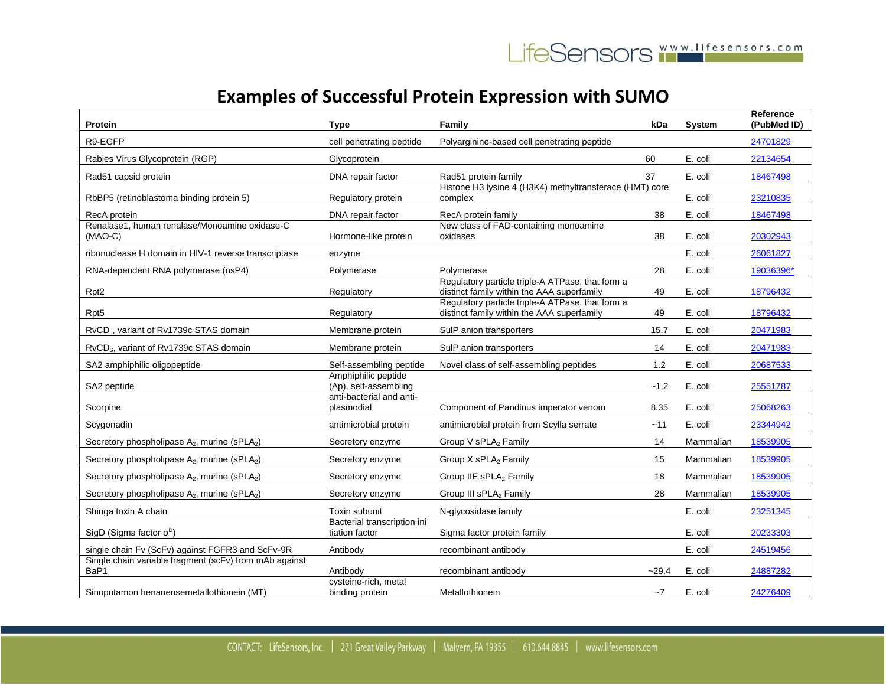# Examples of Successful Protein Expression with SUMO

| Protein | Type | Family | kDa | System | Reference (PubMed ID) |
|---|---|---|---|---|---|
| R9-EGFP | cell penetrating peptide | Polyarginine-based cell penetrating peptide | | | 24701829 |
| Rabies Virus Glycoprotein (RGP) | Glycoprotein | | 60 | E. coli | 22134654 |
| Rad51 capsid protein | DNA repair factor | Rad51 protein family | 37 | E. coli | 18467498 |
| RbBP5 (retinoblastoma binding protein 5) | Regulatory protein | Histone H3 lysine 4 (H3K4) methyltransferace (HMT) core complex | | E. coli | 23210835 |
| RecA protein | DNA repair factor | RecA protein family | 38 | E. coli | 18467498 |
| Renalase1, human renalase/Monoamine oxidase-C (MAO-C) | Hormone-like protein | New class of FAD-containing monoamine oxidases | 38 | E. coli | 20302943 |
| ribonuclease H domain in HIV-1 reverse transcriptase | enzyme | | | E. coli | 26061827 |
| RNA-dependent RNA polymerase (nsP4) | Polymerase | Polymerase | 28 | E. coli | 19036396* |
| Rpt2 | Regulatory | Regulatory particle triple-A ATPase, that form a distinct family within the AAA superfamily | 49 | E. coli | 18796432 |
| Rpt5 | Regulatory | Regulatory particle triple-A ATPase, that form a distinct family within the AAA superfamily | 49 | E. coli | 18796432 |
| $RvCD_L$, variant of Rv1739c STAS domain | Membrane protein | SulP anion transporters | 15.7 | E. coli | 20471983 |
| $RvCD_S$, variant of Rv1739c STAS domain | Membrane protein | SulP anion transporters | 14 | E. coli | 20471983 |
| SA2 amphiphilic oligopeptide | Self-assembling peptide | Novel class of self-assembling peptides | 1.2 | E. coli | 20687533 |
| SA2 peptide | Amphiphilic peptide (Ap), self-assembling | | ~1.2 | E. coli | 25551787 |
| Scorpine | anti-bacterial and anti-plasmodial | Component of Pandinus imperator venom | 8.35 | E. coli | 25068263 |
| Scygonadin | antimicrobial protein | antimicrobial protein from Scylla serrate | ~11 | E. coli | 23344942 |
| Secretory phospholipase $A_2$, murine ($sPLA_2$) | Secretory enzyme | Group V $sPLA_2$ Family | 14 | Mammalian | 18539905 |
| Secretory phospholipase $A_2$, murine ($sPLA_2$) | Secretory enzyme | Group X $sPLA_2$ Family | 15 | Mammalian | 18539905 |
| Secretory phospholipase $A_2$, murine ($sPLA_2$) | Secretory enzyme | Group IIE $sPLA_2$ Family | 18 | Mammalian | 18539905 |
| Secretory phospholipase $A_2$, murine ($sPLA_2$) | Secretory enzyme | Group III $sPLA_2$ Family | 28 | Mammalian | 18539905 |
| Shinga toxin A chain | Toxin subunit | N-glycosidase family | | E. coli | 23251345 |
| SigD (Sigma factor $\sigma^D$) | Bacterial transcription ini tiation factor | Sigma factor protein family | | E. coli | 20233303 |
| single chain Fv (ScFv) against FGFR3 and ScFv-9R | Antibody | recombinant antibody | | E. coli | 24519456 |
| Single chain variable fragment (scFv) from mAb against BaP1 | Antibody | recombinant antibody | ~29.4 | E. coli | 24887282 |
| Sinopotamon henanensemetallothionein (MT) | cysteine-rich, metal binding protein | Metallothionein | ~7 | E. coli | 24276409 |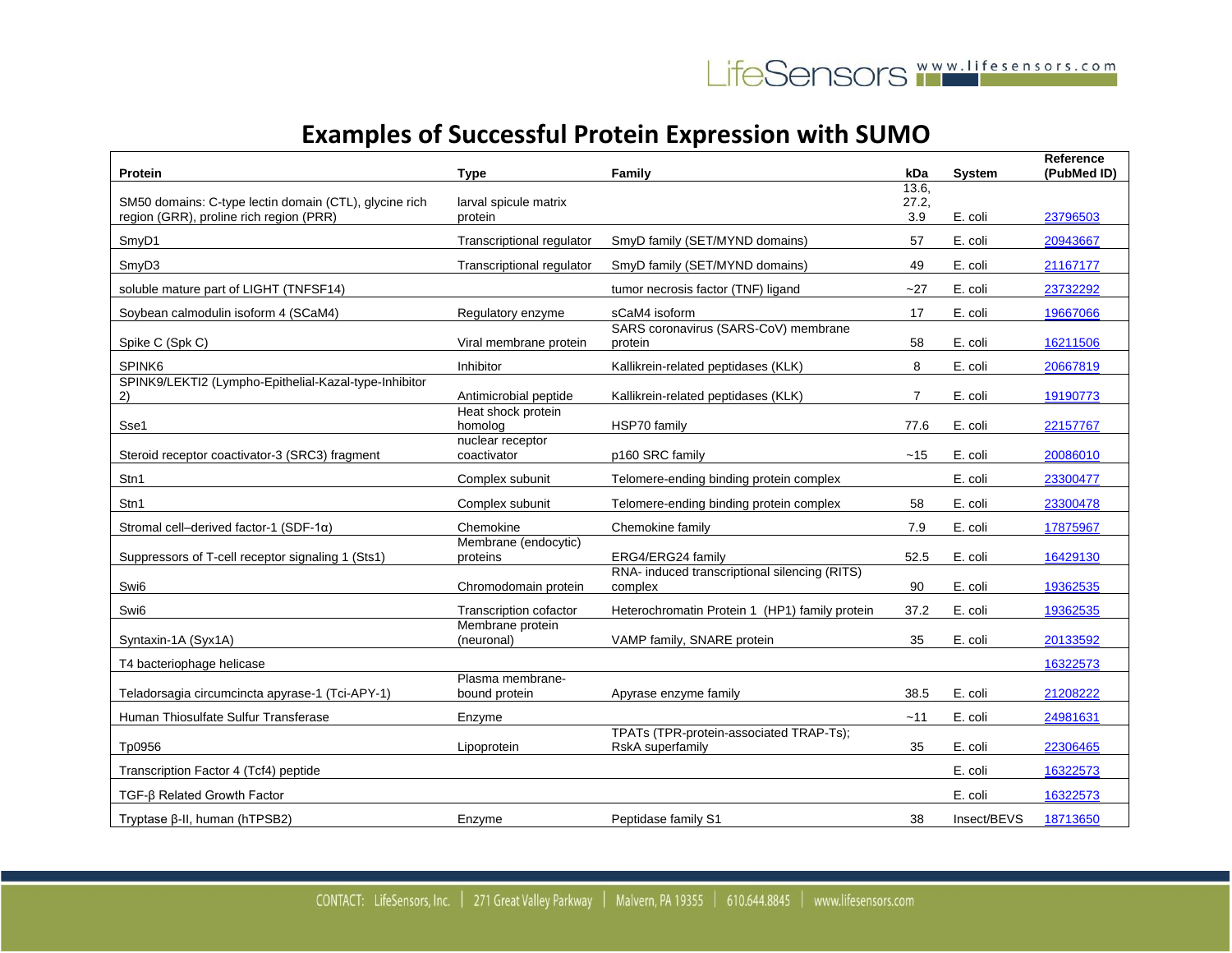## Examples of Successful Protein Expression with SUMO

| Protein | Type | Family | kDa | System | Reference (PubMed ID) |
|---|---|---|---|---|---|
| SM50 domains: C-type lectin domain (CTL), glycine rich region (GRR), proline rich region (PRR) | larval spicule matrix protein | | 13.6, 27.2, 3.9 | E. coli | 23796503 |
| SmyD1 | Transcriptional regulator | SmyD family (SET/MYND domains) | 57 | E. coli | 20943667 |
| SmyD3 | Transcriptional regulator | SmyD family (SET/MYND domains) | 49 | E. coli | 21167177 |
| soluble mature part of LIGHT (TNFSF14) | | tumor necrosis factor (TNF) ligand | ~27 | E. coli | 23732292 |
| Soybean calmodulin isoform 4 (SCaM4) | Regulatory enzyme | sCaM4 isoform | 17 | E. coli | 19667066 |
| Spike C (Spk C) | Viral membrane protein | SARS coronavirus (SARS-CoV) membrane protein | 58 | E. coli | 16211506 |
| SPINK6 | Inhibitor | Kallikrein-related peptidases (KLK) | 8 | E. coli | 20667819 |
| SPINK9/LEKTI2 (Lympho-Epithelial-Kazal-type-Inhibitor 2) | Antimicrobial peptide | Kallikrein-related peptidases (KLK) | 7 | E. coli | 19190773 |
| Sse1 | Heat shock protein homolog | HSP70 family | 77.6 | E. coli | 22157767 |
| Steroid receptor coactivator-3 (SRC3) fragment | nuclear receptor coactivator | p160 SRC family | ~15 | E. coli | 20086010 |
| Stn1 | Complex subunit | Telomere-ending binding protein complex | | E. coli | 23300477 |
| Stn1 | Complex subunit | Telomere-ending binding protein complex | 58 | E. coli | 23300478 |
| Stromal cell–derived factor-1 (SDF-1α) | Chemokine | Chemokine family | 7.9 | E. coli | 17875967 |
| Suppressors of T-cell receptor signaling 1 (Sts1) | Membrane (endocytic) proteins | ERG4/ERG24 family | 52.5 | E. coli | 16429130 |
| Swi6 | Chromodomain protein | RNA- induced transcriptional silencing (RITS) complex | 90 | E. coli | 19362535 |
| Swi6 | Transcription cofactor | Heterochromatin Protein 1 (HP1) family protein | 37.2 | E. coli | 19362535 |
| Syntaxin-1A (Syx1A) | Membrane protein (neuronal) | VAMP family, SNARE protein | 35 | E. coli | 20133592 |
| T4 bacteriophage helicase | | | | | 16322573 |
| Teladorsagia circumcincta apyrase-1 (Tci-APY-1) | Plasma membrane-bound protein | Apyrase enzyme family | 38.5 | E. coli | 21208222 |
| Human Thiosulfate Sulfur Transferase | Enzyme | | ~11 | E. coli | 24981631 |
| Tp0956 | Lipoprotein | TPATs (TPR-protein-associated TRAP-Ts); RskA superfamily | 35 | E. coli | 22306465 |
| Transcription Factor 4 (Tcf4) peptide | | | | E. coli | 16322573 |
| TGF-β Related Growth Factor | | | | E. coli | 16322573 |
| Tryptase β-II, human (hTPSB2) | Enzyme | Peptidase family S1 | 38 | Insect/BEVS | 18713650 |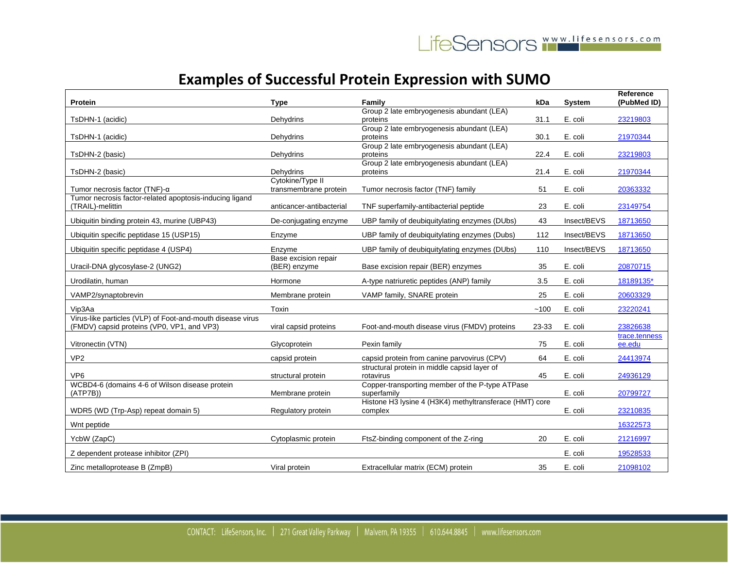# Examples of Successful Protein Expression with SUMO

| Protein | Type | Family | kDa | System | Reference (PubMed ID) |
|---|---|---|---|---|---|
| TsDHN-1 (acidic) | Dehydrins | Group 2 late embryogenesis abundant (LEA) proteins | 31.1 | E. coli | 23219803 |
| TsDHN-1 (acidic) | Dehydrins | Group 2 late embryogenesis abundant (LEA) proteins | 30.1 | E. coli | 21970344 |
| TsDHN-2 (basic) | Dehydrins | Group 2 late embryogenesis abundant (LEA) proteins | 22.4 | E. coli | 23219803 |
| TsDHN-2 (basic) | Dehydrins | Group 2 late embryogenesis abundant (LEA) proteins | 21.4 | E. coli | 21970344 |
| Tumor necrosis factor (TNF)-α | Cytokine/Type II transmembrane protein | Tumor necrosis factor (TNF) family | 51 | E. coli | 20363332 |
| Tumor necrosis factor-related apoptosis-inducing ligand (TRAIL)-melittin | anticancer-antibacterial | TNF superfamily-antibacterial peptide | 23 | E. coli | 23149754 |
| Ubiquitin binding protein 43, murine (UBP43) | De-conjugating enzyme | UBP family of deubiquitylating enzymes (DUbs) | 43 | Insect/BEVS | 18713650 |
| Ubiquitin specific peptidase 15 (USP15) | Enzyme | UBP family of deubiquitylating enzymes (Dubs) | 112 | Insect/BEVS | 18713650 |
| Ubiquitin specific peptidase 4 (USP4) | Enzyme | UBP family of deubiquitylating enzymes (DUbs) | 110 | Insect/BEVS | 18713650 |
| Uracil-DNA glycosylase-2 (UNG2) | Base excision repair (BER) enzyme | Base excision repair (BER) enzymes | 35 | E. coli | 20870715 |
| Urodilatin, human | Hormone | A-type natriuretic peptides (ANP) family | 3.5 | E. coli | 18189135* |
| VAMP2/synaptobrevin | Membrane protein | VAMP family, SNARE protein | 25 | E. coli | 20603329 |
| Vip3Aa | Toxin | | ~100 | E. coli | 23220241 |
| Virus-like particles (VLP) of Foot-and-mouth disease virus (FMDV) capsid proteins (VP0, VP1, and VP3) | viral capsid proteins | Foot-and-mouth disease virus (FMDV) proteins | 23-33 | E. coli | 23826638 |
| Vitronectin (VTN) | Glycoprotein | Pexin family | 75 | E. coli | trace.tennessee.edu |
| VP2 | capsid protein | capsid protein from canine parvovirus (CPV) | 64 | E. coli | 24413974 |
| VP6 | structural protein | structural protein in middle capsid layer of rotavirus | 45 | E. coli | 24936129 |
| WCBD4-6 (domains 4-6 of Wilson disease protein (ATP7B)) | Membrane protein | Copper-transporting member of the P-type ATPase superfamily | | E. coli | 20799727 |
| WDR5 (WD (Trp-Asp) repeat domain 5) | Regulatory protein | Histone H3 lysine 4 (H3K4) methyltransferace (HMT) core complex | | E. coli | 23210835 |
| Wnt peptide | | | | | 16322573 |
| YcbW (ZapC) | Cytoplasmic protein | FtsZ-binding component of the Z-ring | 20 | E. coli | 21216997 |
| Z dependent protease inhibitor (ZPI) | | | | E. coli | 19528533 |
| Zinc metalloprotease B (ZmpB) | Viral protein | Extracellular matrix (ECM) protein | 35 | E. coli | 21098102 |

CONTACT: LifeSensors, Inc. | 271 Great Valley Parkway | Malvern, PA 19355 | 610.644.8845 | www.lifesensors.com